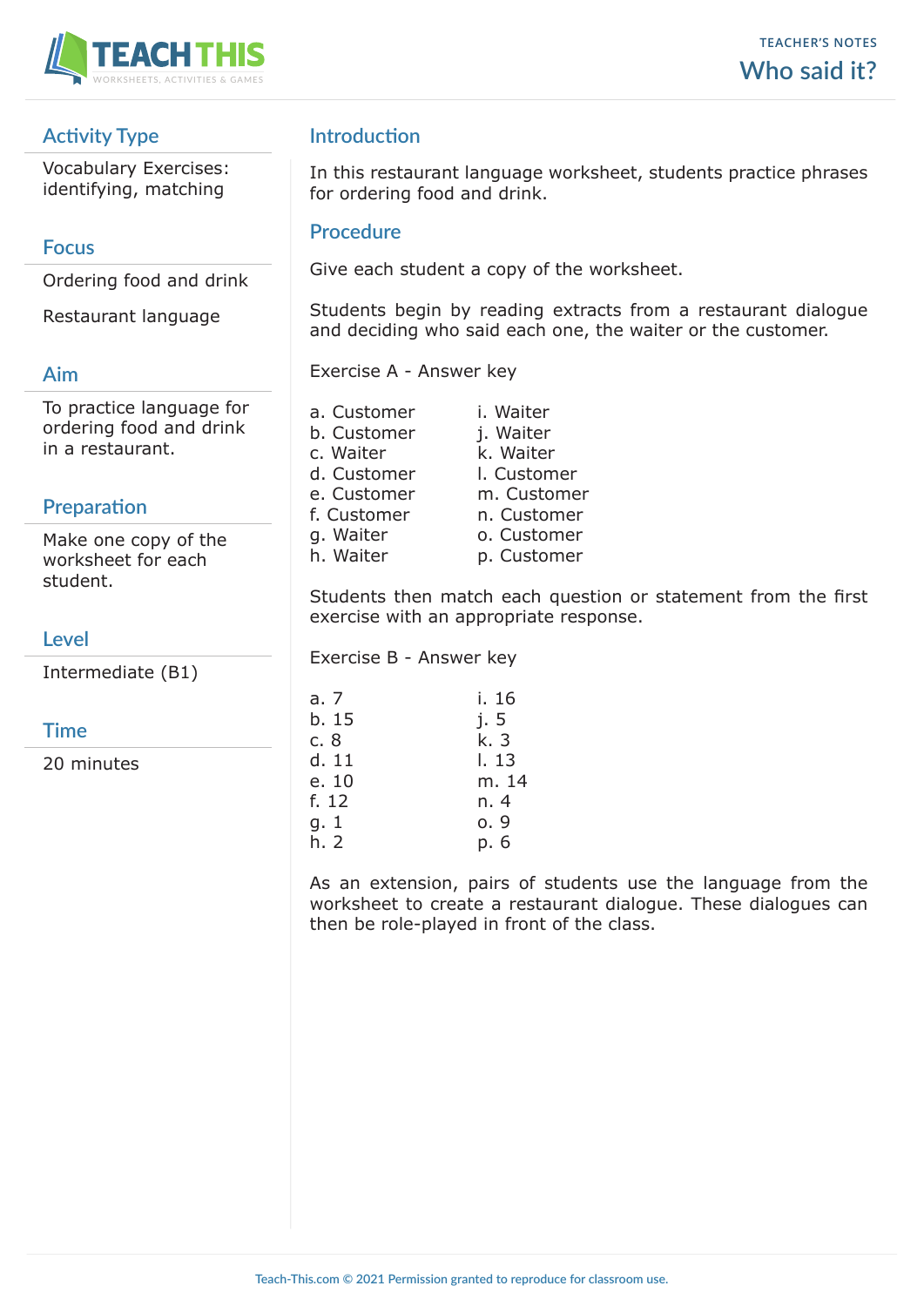TEACHER'S NOTES

# Who said it?

## Activity Type

Vocabulary Exercises: identifying, matching

## Focus

Ordering food and drink

Restaurant language

## Aim

To practice language for ordering food and drink in a restaurant.

## Preparation

Make one copy of the worksheet for each student.

## Level

Intermediate (B1)

## Time

20 minutes

## Introduction

In this restaurant language worksheet, students practice phrases for ordering food and drink.

## Procedure

Give each student a copy of the worksheet.

Students begin by reading extracts from a restaurant dialogue and deciding who said each one, the waiter or the customer.

Exercise A - Answer key

| | |
|---|---|
| a. Customer | i. Waiter |
| b. Customer | j. Waiter |
| c. Waiter | k. Waiter |
| d. Customer | l. Customer |
| e. Customer | m. Customer |
| f. Customer | n. Customer |
| g. Waiter | o. Customer |
| h. Waiter | p. Customer |

Students then match each question or statement from the first exercise with an appropriate response.

Exercise B - Answer key

| | |
|---|---|
| a. 7 | i. 16 |
| b. 15 | j. 5 |
| c. 8 | k. 3 |
| d. 11 | l. 13 |
| e. 10 | m. 14 |
| f. 12 | n. 4 |
| g. 1 | o. 9 |
| h. 2 | p. 6 |

As an extension, pairs of students use the language from the worksheet to create a restaurant dialogue. These dialogues can then be role-played in front of the class.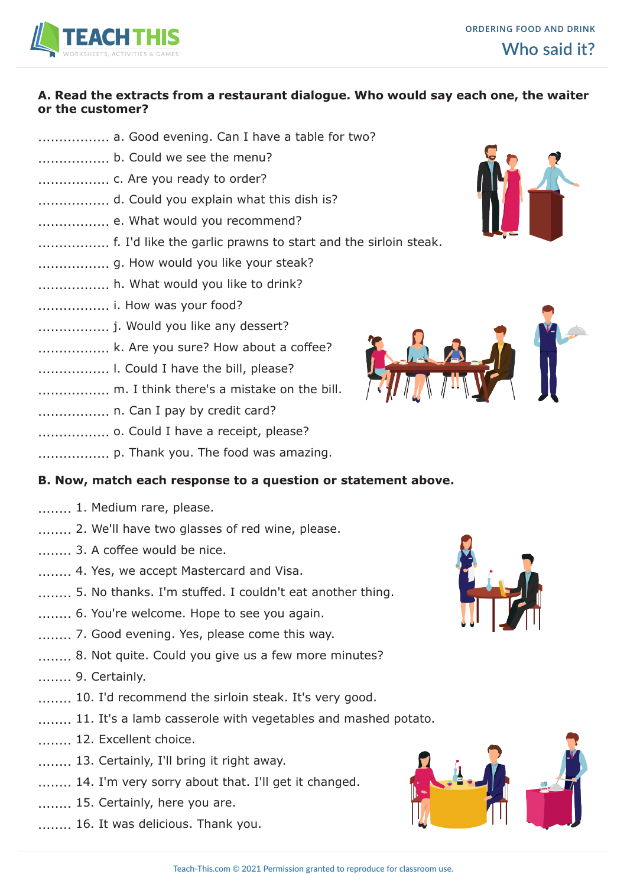ORDERING FOOD AND DRINK

# Who said it?

**A. Read the extracts from a restaurant dialogue. Who would say each one, the waiter or the customer?**

................. a. Good evening. Can I have a table for two?
................. b. Could we see the menu?
................. c. Are you ready to order?
................. d. Could you explain what this dish is?
................. e. What would you recommend?
................. f. I'd like the garlic prawns to start and the sirloin steak.
................. g. How would you like your steak?
................. h. What would you like to drink?
................. i. How was your food?
................. j. Would you like any dessert?
................. k. Are you sure? How about a coffee?
................. l. Could I have the bill, please?
................. m. I think there's a mistake on the bill.
................. n. Can I pay by credit card?
................. o. Could I have a receipt, please?
................. p. Thank you. The food was amazing.

**B. Now, match each response to a question or statement above.**

........ 1. Medium rare, please.
........ 2. We'll have two glasses of red wine, please.
........ 3. A coffee would be nice.
........ 4. Yes, we accept Mastercard and Visa.
........ 5. No thanks. I'm stuffed. I couldn't eat another thing.
........ 6. You're welcome. Hope to see you again.
........ 7. Good evening. Yes, please come this way.
........ 8. Not quite. Could you give us a few more minutes?
........ 9. Certainly.
........ 10. I'd recommend the sirloin steak. It's very good.
........ 11. It's a lamb casserole with vegetables and mashed potato.
........ 12. Excellent choice.
........ 13. Certainly, I'll bring it right away.
........ 14. I'm very sorry about that. I'll get it changed.
........ 15. Certainly, here you are.
........ 16. It was delicious. Thank you.

Teach-This.com © 2021 Permission granted to reproduce for classroom use.